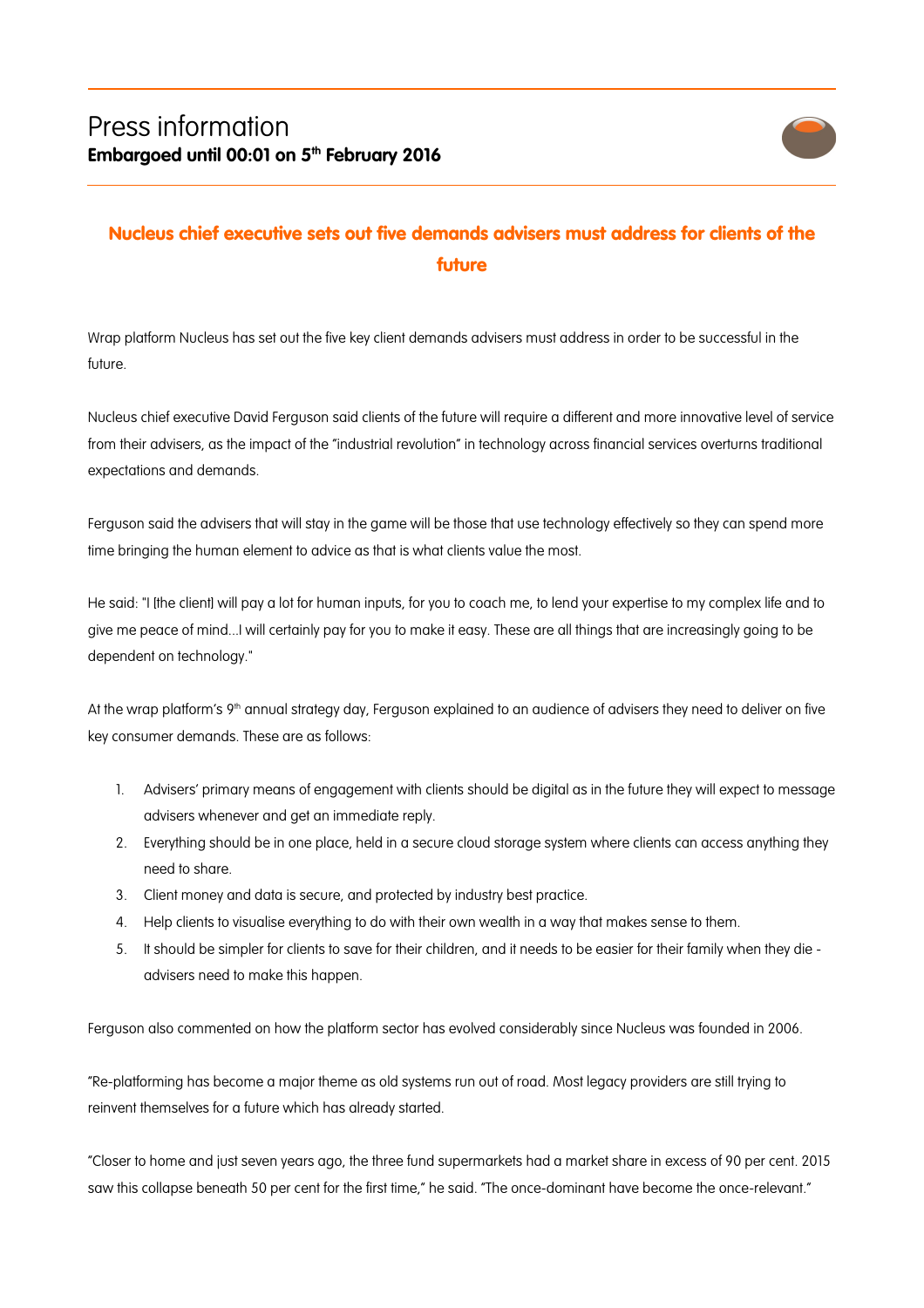# Press information

**Embargoed until 00:01 on 5th February 2016**

## Nucleus chief executive sets out five demands advisers must address for clients of the future

Wrap platform Nucleus has set out the five key client demands advisers must address in order to be successful in the future.

Nucleus chief executive David Ferguson said clients of the future will require a different and more innovative level of service from their advisers, as the impact of the "industrial revolution" in technology across financial services overturns traditional expectations and demands.

Ferguson said the advisers that will stay in the game will be those that use technology effectively so they can spend more time bringing the human element to advice as that is what clients value the most.

He said: "I [the client] will pay a lot for human inputs, for you to coach me, to lend your expertise to my complex life and to give me peace of mind...I will certainly pay for you to make it easy. These are all things that are increasingly going to be dependent on technology."

At the wrap platform's 9th annual strategy day, Ferguson explained to an audience of advisers they need to deliver on five key consumer demands. These are as follows:

1. Advisers' primary means of engagement with clients should be digital as in the future they will expect to message advisers whenever and get an immediate reply.
2. Everything should be in one place, held in a secure cloud storage system where clients can access anything they need to share.
3. Client money and data is secure, and protected by industry best practice.
4. Help clients to visualise everything to do with their own wealth in a way that makes sense to them.
5. It should be simpler for clients to save for their children, and it needs to be easier for their family when they die - advisers need to make this happen.

Ferguson also commented on how the platform sector has evolved considerably since Nucleus was founded in 2006.

"Re-platforming has become a major theme as old systems run out of road. Most legacy providers are still trying to reinvent themselves for a future which has already started.

"Closer to home and just seven years ago, the three fund supermarkets had a market share in excess of 90 per cent. 2015 saw this collapse beneath 50 per cent for the first time," he said. "The once-dominant have become the once-relevant."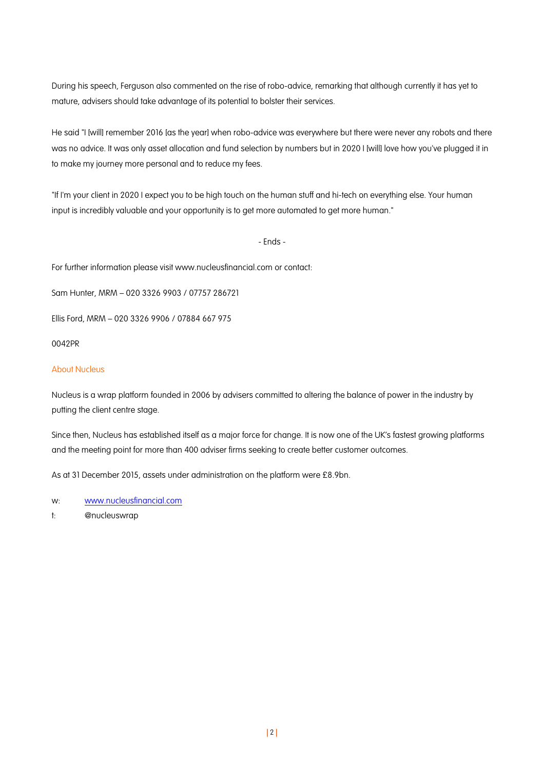During his speech, Ferguson also commented on the rise of robo-advice, remarking that although currently it has yet to mature, advisers should take advantage of its potential to bolster their services.

He said "I [will] remember 2016 [as the year] when robo-advice was everywhere but there were never any robots and there was no advice. It was only asset allocation and fund selection by numbers but in 2020 I [will] love how you've plugged it in to make my journey more personal and to reduce my fees.

"If I'm your client in 2020 I expect you to be high touch on the human stuff and hi-tech on everything else. Your human input is incredibly valuable and your opportunity is to get more automated to get more human."

- Ends -

For further information please visit www.nucleusfinancial.com or contact:

Sam Hunter, MRM – 020 3326 9903 / 07757 286721

Ellis Ford, MRM – 020 3326 9906 / 07884 667 975

0042PR

## About Nucleus

Nucleus is a wrap platform founded in 2006 by advisers committed to altering the balance of power in the industry by putting the client centre stage.

Since then, Nucleus has established itself as a major force for change. It is now one of the UK's fastest growing platforms and the meeting point for more than 400 adviser firms seeking to create better customer outcomes.

As at 31 December 2015, assets under administration on the platform were £8.9bn.

w: www.nucleusfinancial.com

t: @nucleuswrap